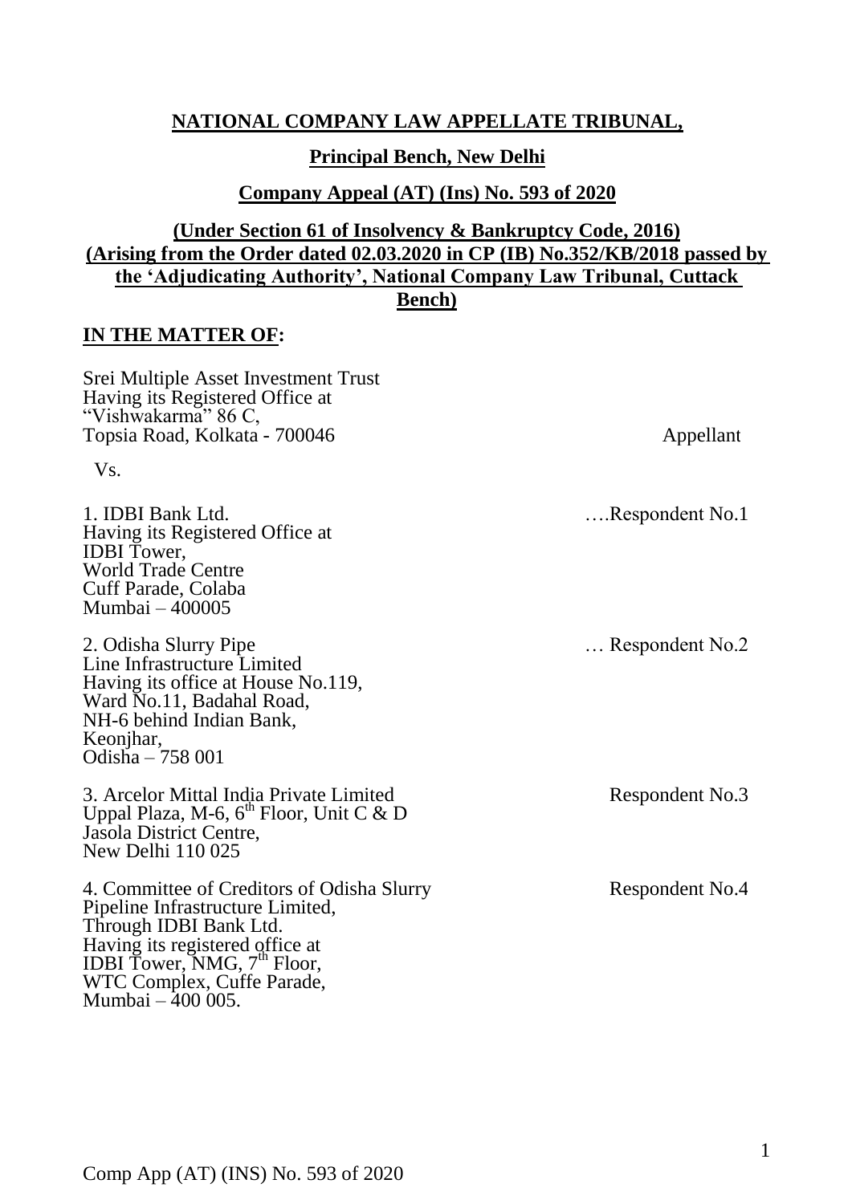**NATIONAL COMPANY LAW APPELLATE TRIBUNAL,**

**Principal Bench, New Delhi**

**Company Appeal (AT) (Ins) No. 593 of 2020**

**(Under Section 61 of Insolvency & Bankruptcy Code, 2016)**
**(Arising from the Order dated 02.03.2020 in CP (IB) No.352/KB/2018 passed by the 'Adjudicating Authority', National Company Law Tribunal, Cuttack Bench)**

**IN THE MATTER OF:**

Srei Multiple Asset Investment Trust
Having its Registered Office at
"Vishwakarma" 86 C,
Topsia Road, Kolkata - 700046 — Appellant

Vs.

1. IDBI Bank Ltd. ….Respondent No.1
Having its Registered Office at
IDBI Tower,
World Trade Centre
Cuff Parade, Colaba
Mumbai – 400005

2. Odisha Slurry Pipe … Respondent No.2
Line Infrastructure Limited
Having its office at House No.119,
Ward No.11, Badahal Road,
NH-6 behind Indian Bank,
Keonjhar,
Odisha – 758 001

3. Arcelor Mittal India Private Limited — Respondent No.3
Uppal Plaza, M-6, 6th Floor, Unit C & D
Jasola District Centre,
New Delhi 110 025

4. Committee of Creditors of Odisha Slurry — Respondent No.4
Pipeline Infrastructure Limited,
Through IDBI Bank Ltd.
Having its registered office at
IDBI Tower, NMG, 7th Floor,
WTC Complex, Cuffe Parade,
Mumbai – 400 005.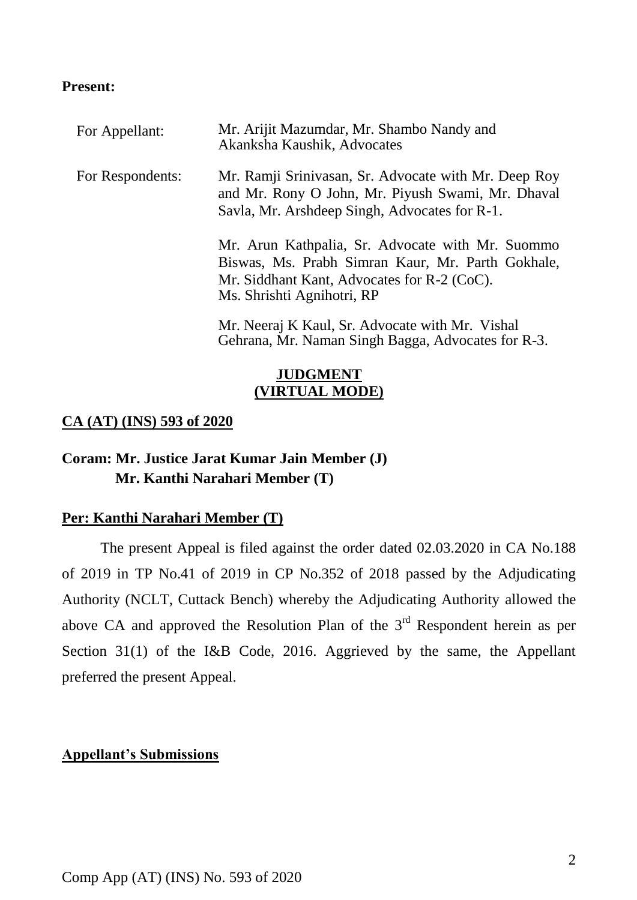**Present:**

| | |
|---|---|
| For Appellant: | Mr. Arijit Mazumdar, Mr. Shambo Nandy and Akanksha Kaushik, Advocates |
| For Respondents: | Mr. Ramji Srinivasan, Sr. Advocate with Mr. Deep Roy and Mr. Rony O John, Mr. Piyush Swami, Mr. Dhaval Savla, Mr. Arshdeep Singh, Advocates for R-1. |
| | Mr. Arun Kathpalia, Sr. Advocate with Mr. Suommo Biswas, Ms. Prabh Simran Kaur, Mr. Parth Gokhale, Mr. Siddhant Kant, Advocates for R-2 (CoC). Ms. Shrishti Agnihotri, RP |
| | Mr. Neeraj K Kaul, Sr. Advocate with Mr. Vishal Gehrana, Mr. Naman Singh Bagga, Advocates for R-3. |

**JUDGMENT**
**(VIRTUAL MODE)**

**CA (AT) (INS) 593 of 2020**

**Coram: Mr. Justice Jarat Kumar Jain Member (J)**
**Mr. Kanthi Narahari Member (T)**

**Per: Kanthi Narahari Member (T)**

The present Appeal is filed against the order dated 02.03.2020 in CA No.188 of 2019 in TP No.41 of 2019 in CP No.352 of 2018 passed by the Adjudicating Authority (NCLT, Cuttack Bench) whereby the Adjudicating Authority allowed the above CA and approved the Resolution Plan of the 3rd Respondent herein as per Section 31(1) of the I&B Code, 2016. Aggrieved by the same, the Appellant preferred the present Appeal.

**Appellant's Submissions**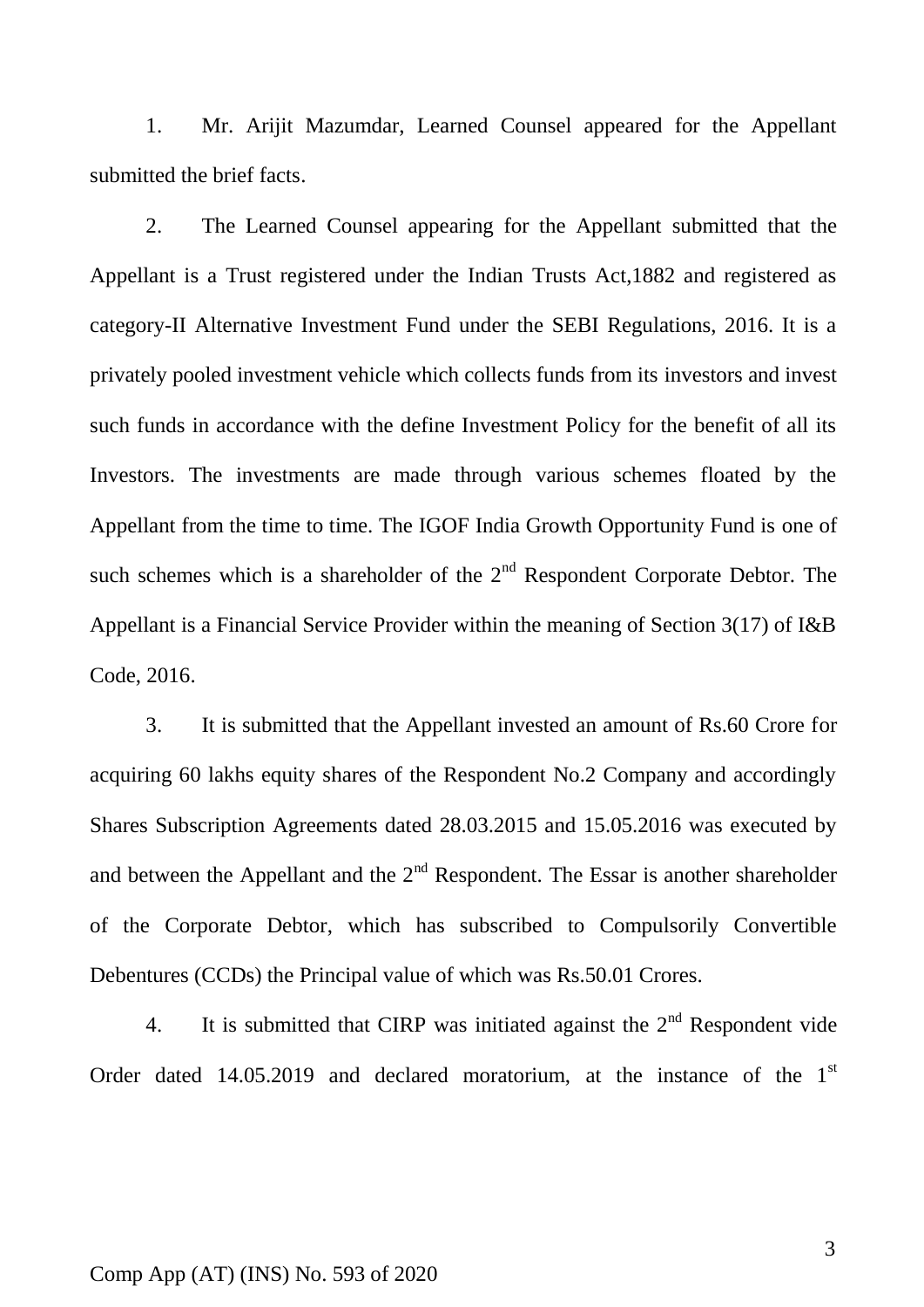1. Mr. Arijit Mazumdar, Learned Counsel appeared for the Appellant submitted the brief facts.

2. The Learned Counsel appearing for the Appellant submitted that the Appellant is a Trust registered under the Indian Trusts Act,1882 and registered as category-II Alternative Investment Fund under the SEBI Regulations, 2016. It is a privately pooled investment vehicle which collects funds from its investors and invest such funds in accordance with the define Investment Policy for the benefit of all its Investors. The investments are made through various schemes floated by the Appellant from the time to time. The IGOF India Growth Opportunity Fund is one of such schemes which is a shareholder of the 2nd Respondent Corporate Debtor. The Appellant is a Financial Service Provider within the meaning of Section 3(17) of I&B Code, 2016.

3. It is submitted that the Appellant invested an amount of Rs.60 Crore for acquiring 60 lakhs equity shares of the Respondent No.2 Company and accordingly Shares Subscription Agreements dated 28.03.2015 and 15.05.2016 was executed by and between the Appellant and the 2nd Respondent. The Essar is another shareholder of the Corporate Debtor, which has subscribed to Compulsorily Convertible Debentures (CCDs) the Principal value of which was Rs.50.01 Crores.

4. It is submitted that CIRP was initiated against the 2nd Respondent vide Order dated 14.05.2019 and declared moratorium, at the instance of the 1st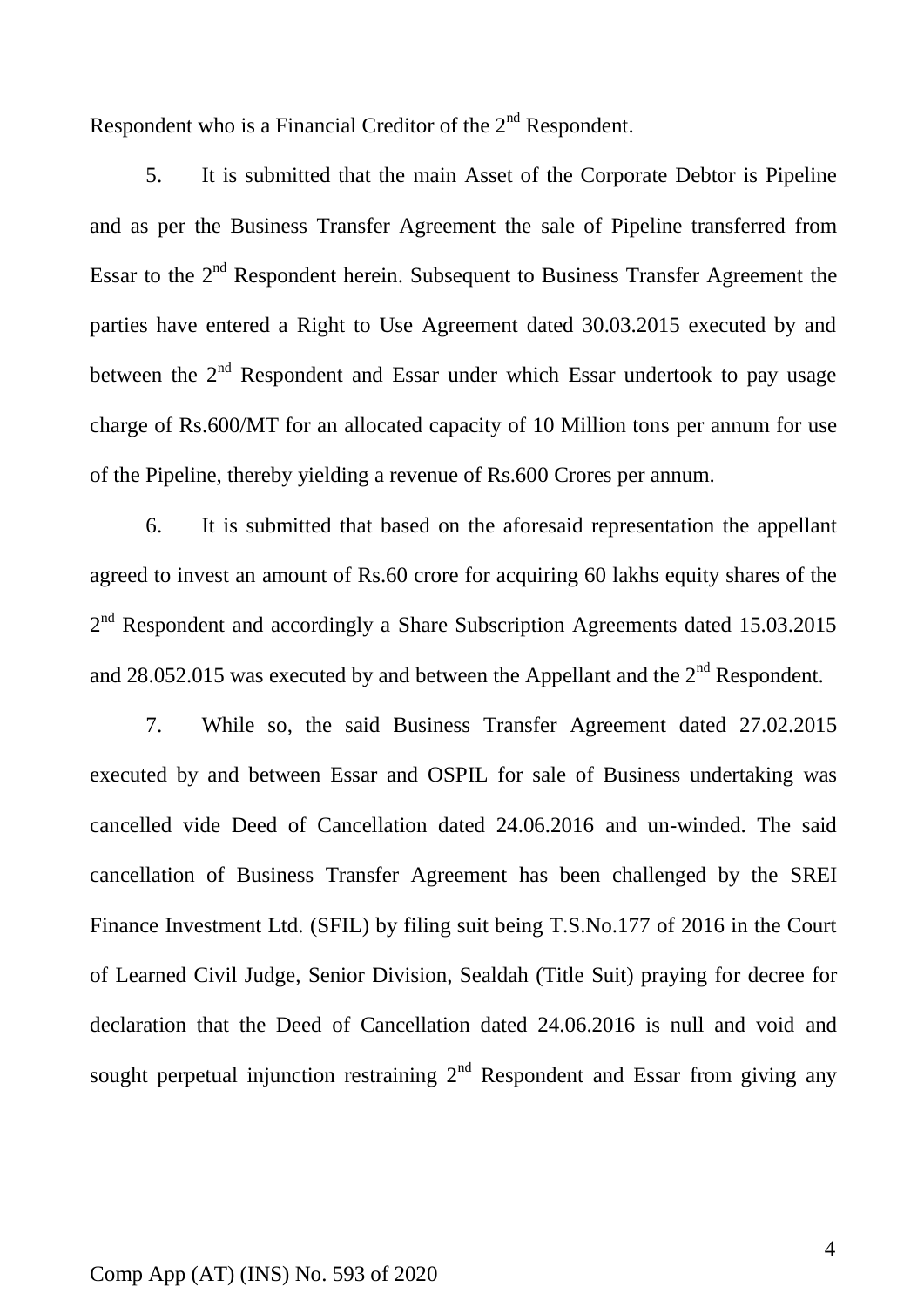Respondent who is a Financial Creditor of the 2nd Respondent.

5. It is submitted that the main Asset of the Corporate Debtor is Pipeline and as per the Business Transfer Agreement the sale of Pipeline transferred from Essar to the 2nd Respondent herein. Subsequent to Business Transfer Agreement the parties have entered a Right to Use Agreement dated 30.03.2015 executed by and between the 2nd Respondent and Essar under which Essar undertook to pay usage charge of Rs.600/MT for an allocated capacity of 10 Million tons per annum for use of the Pipeline, thereby yielding a revenue of Rs.600 Crores per annum.

6. It is submitted that based on the aforesaid representation the appellant agreed to invest an amount of Rs.60 crore for acquiring 60 lakhs equity shares of the 2nd Respondent and accordingly a Share Subscription Agreements dated 15.03.2015 and 28.052.015 was executed by and between the Appellant and the 2nd Respondent.

7. While so, the said Business Transfer Agreement dated 27.02.2015 executed by and between Essar and OSPIL for sale of Business undertaking was cancelled vide Deed of Cancellation dated 24.06.2016 and un-winded. The said cancellation of Business Transfer Agreement has been challenged by the SREI Finance Investment Ltd. (SFIL) by filing suit being T.S.No.177 of 2016 in the Court of Learned Civil Judge, Senior Division, Sealdah (Title Suit) praying for decree for declaration that the Deed of Cancellation dated 24.06.2016 is null and void and sought perpetual injunction restraining 2nd Respondent and Essar from giving any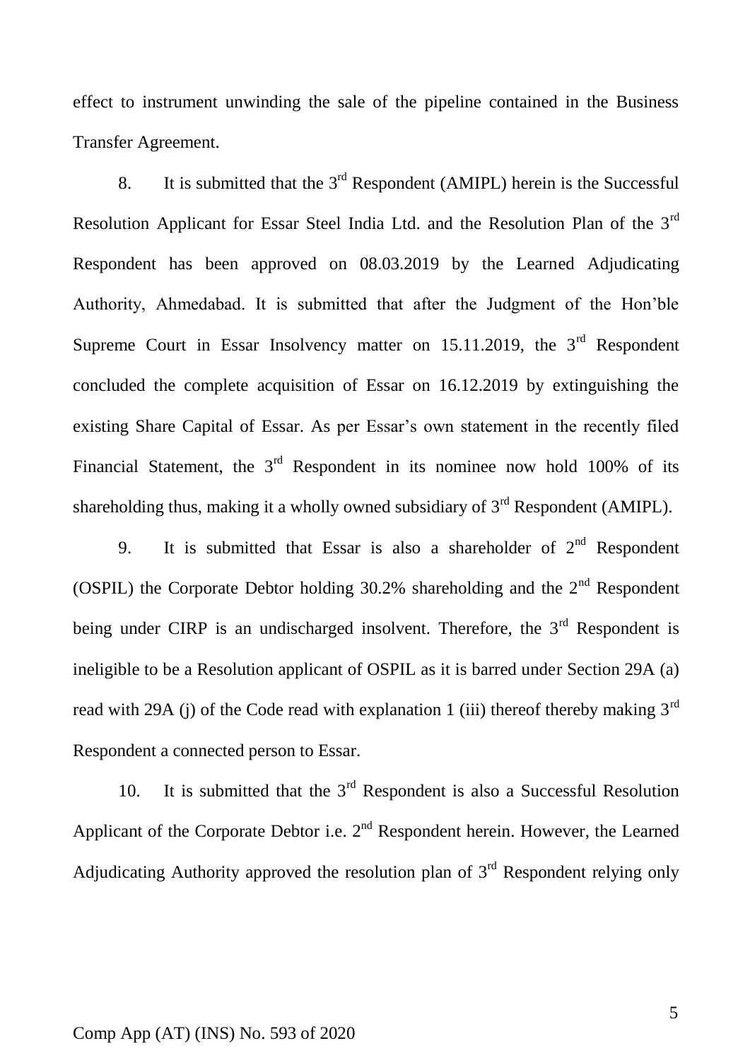effect to instrument unwinding the sale of the pipeline contained in the Business Transfer Agreement.

8. It is submitted that the 3rd Respondent (AMIPL) herein is the Successful Resolution Applicant for Essar Steel India Ltd. and the Resolution Plan of the 3rd Respondent has been approved on 08.03.2019 by the Learned Adjudicating Authority, Ahmedabad. It is submitted that after the Judgment of the Hon'ble Supreme Court in Essar Insolvency matter on 15.11.2019, the 3rd Respondent concluded the complete acquisition of Essar on 16.12.2019 by extinguishing the existing Share Capital of Essar. As per Essar's own statement in the recently filed Financial Statement, the 3rd Respondent in its nominee now hold 100% of its shareholding thus, making it a wholly owned subsidiary of 3rd Respondent (AMIPL).

9. It is submitted that Essar is also a shareholder of 2nd Respondent (OSPIL) the Corporate Debtor holding 30.2% shareholding and the 2nd Respondent being under CIRP is an undischarged insolvent. Therefore, the 3rd Respondent is ineligible to be a Resolution applicant of OSPIL as it is barred under Section 29A (a) read with 29A (j) of the Code read with explanation 1 (iii) thereof thereby making 3rd Respondent a connected person to Essar.

10. It is submitted that the 3rd Respondent is also a Successful Resolution Applicant of the Corporate Debtor i.e. 2nd Respondent herein. However, the Learned Adjudicating Authority approved the resolution plan of 3rd Respondent relying only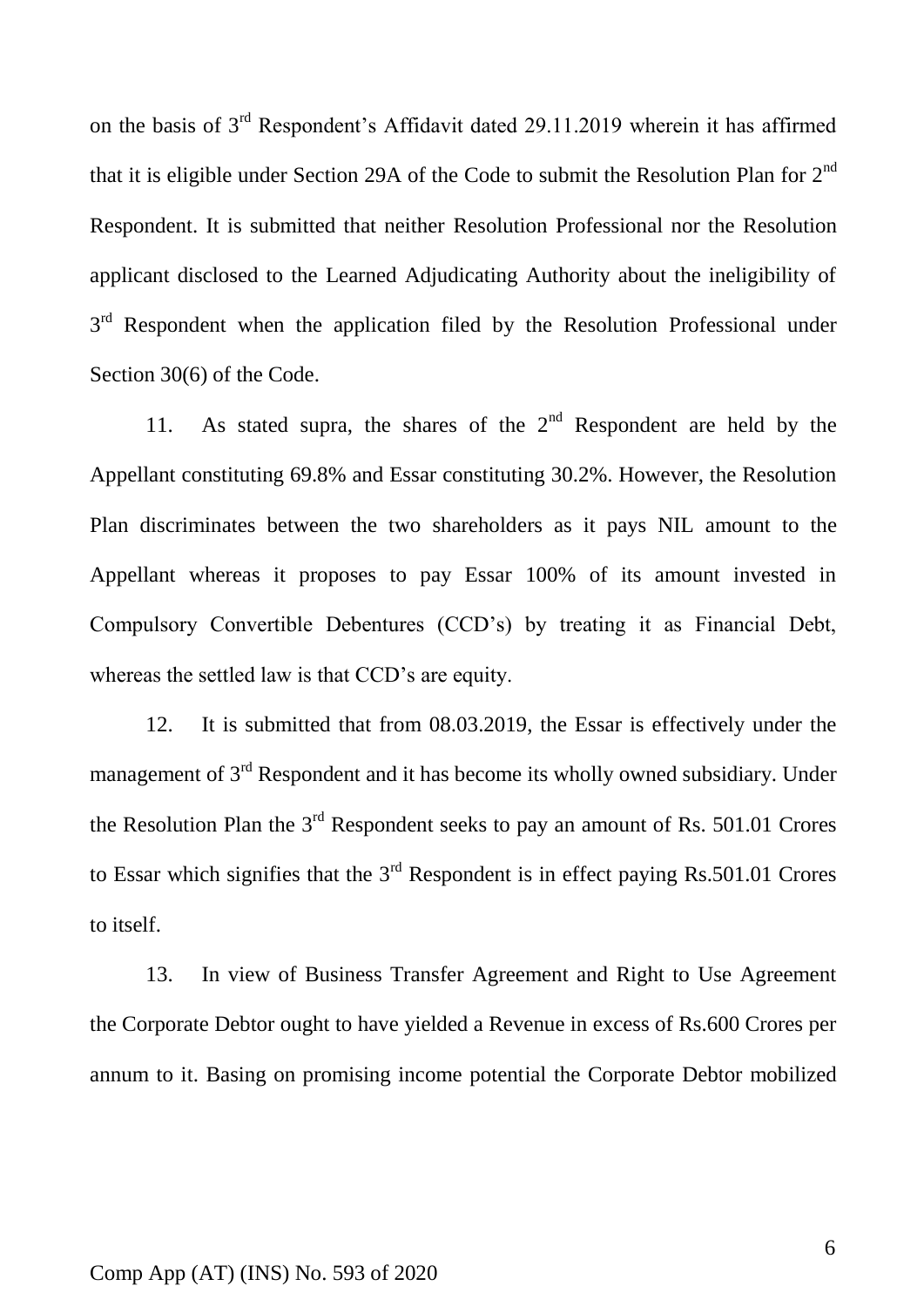on the basis of 3rd Respondent's Affidavit dated 29.11.2019 wherein it has affirmed that it is eligible under Section 29A of the Code to submit the Resolution Plan for 2nd Respondent. It is submitted that neither Resolution Professional nor the Resolution applicant disclosed to the Learned Adjudicating Authority about the ineligibility of 3rd Respondent when the application filed by the Resolution Professional under Section 30(6) of the Code.

11. As stated supra, the shares of the 2nd Respondent are held by the Appellant constituting 69.8% and Essar constituting 30.2%. However, the Resolution Plan discriminates between the two shareholders as it pays NIL amount to the Appellant whereas it proposes to pay Essar 100% of its amount invested in Compulsory Convertible Debentures (CCD's) by treating it as Financial Debt, whereas the settled law is that CCD's are equity.

12. It is submitted that from 08.03.2019, the Essar is effectively under the management of 3rd Respondent and it has become its wholly owned subsidiary. Under the Resolution Plan the 3rd Respondent seeks to pay an amount of Rs. 501.01 Crores to Essar which signifies that the 3rd Respondent is in effect paying Rs.501.01 Crores to itself.

13. In view of Business Transfer Agreement and Right to Use Agreement the Corporate Debtor ought to have yielded a Revenue in excess of Rs.600 Crores per annum to it. Basing on promising income potential the Corporate Debtor mobilized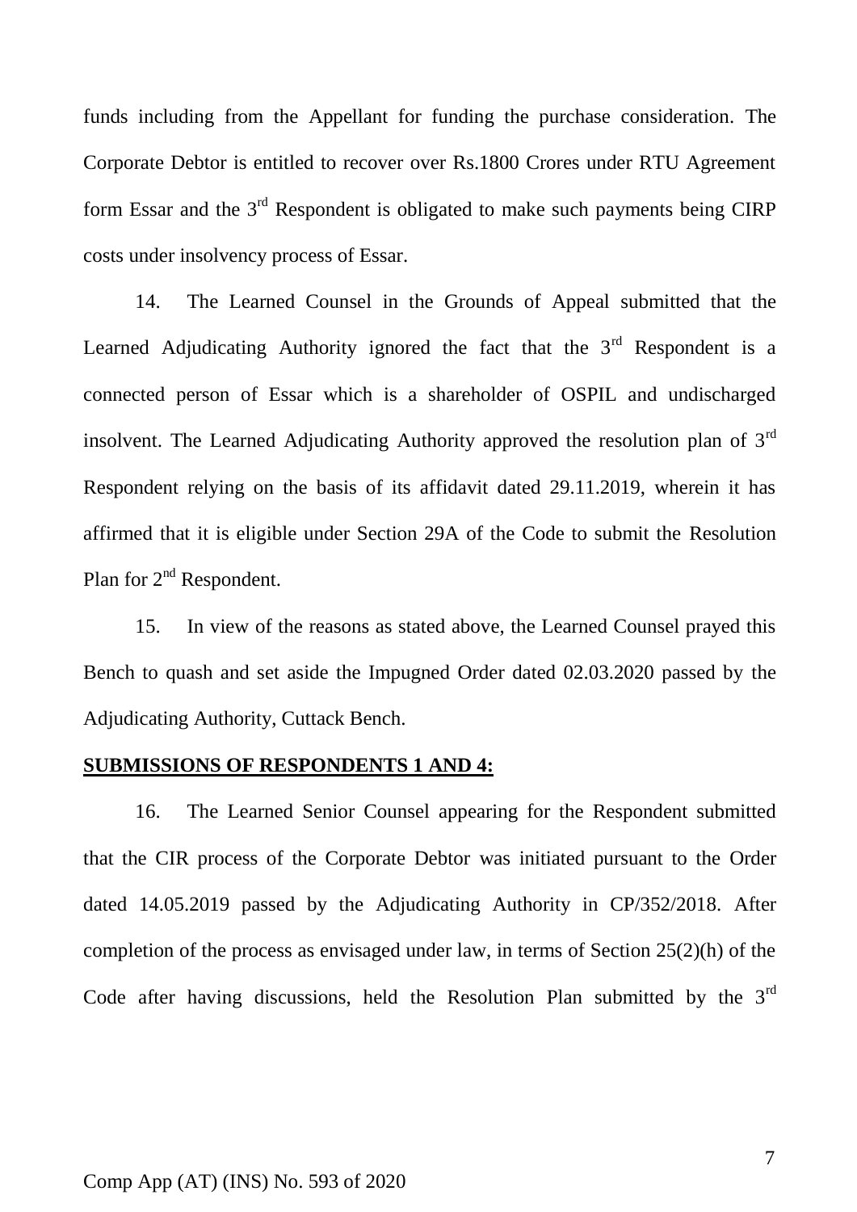funds including from the Appellant for funding the purchase consideration. The Corporate Debtor is entitled to recover over Rs.1800 Crores under RTU Agreement form Essar and the 3rd Respondent is obligated to make such payments being CIRP costs under insolvency process of Essar.

14. The Learned Counsel in the Grounds of Appeal submitted that the Learned Adjudicating Authority ignored the fact that the 3rd Respondent is a connected person of Essar which is a shareholder of OSPIL and undischarged insolvent. The Learned Adjudicating Authority approved the resolution plan of 3rd Respondent relying on the basis of its affidavit dated 29.11.2019, wherein it has affirmed that it is eligible under Section 29A of the Code to submit the Resolution Plan for 2nd Respondent.

15. In view of the reasons as stated above, the Learned Counsel prayed this Bench to quash and set aside the Impugned Order dated 02.03.2020 passed by the Adjudicating Authority, Cuttack Bench.

**SUBMISSIONS OF RESPONDENTS 1 AND 4:**

16. The Learned Senior Counsel appearing for the Respondent submitted that the CIR process of the Corporate Debtor was initiated pursuant to the Order dated 14.05.2019 passed by the Adjudicating Authority in CP/352/2018. After completion of the process as envisaged under law, in terms of Section 25(2)(h) of the Code after having discussions, held the Resolution Plan submitted by the 3rd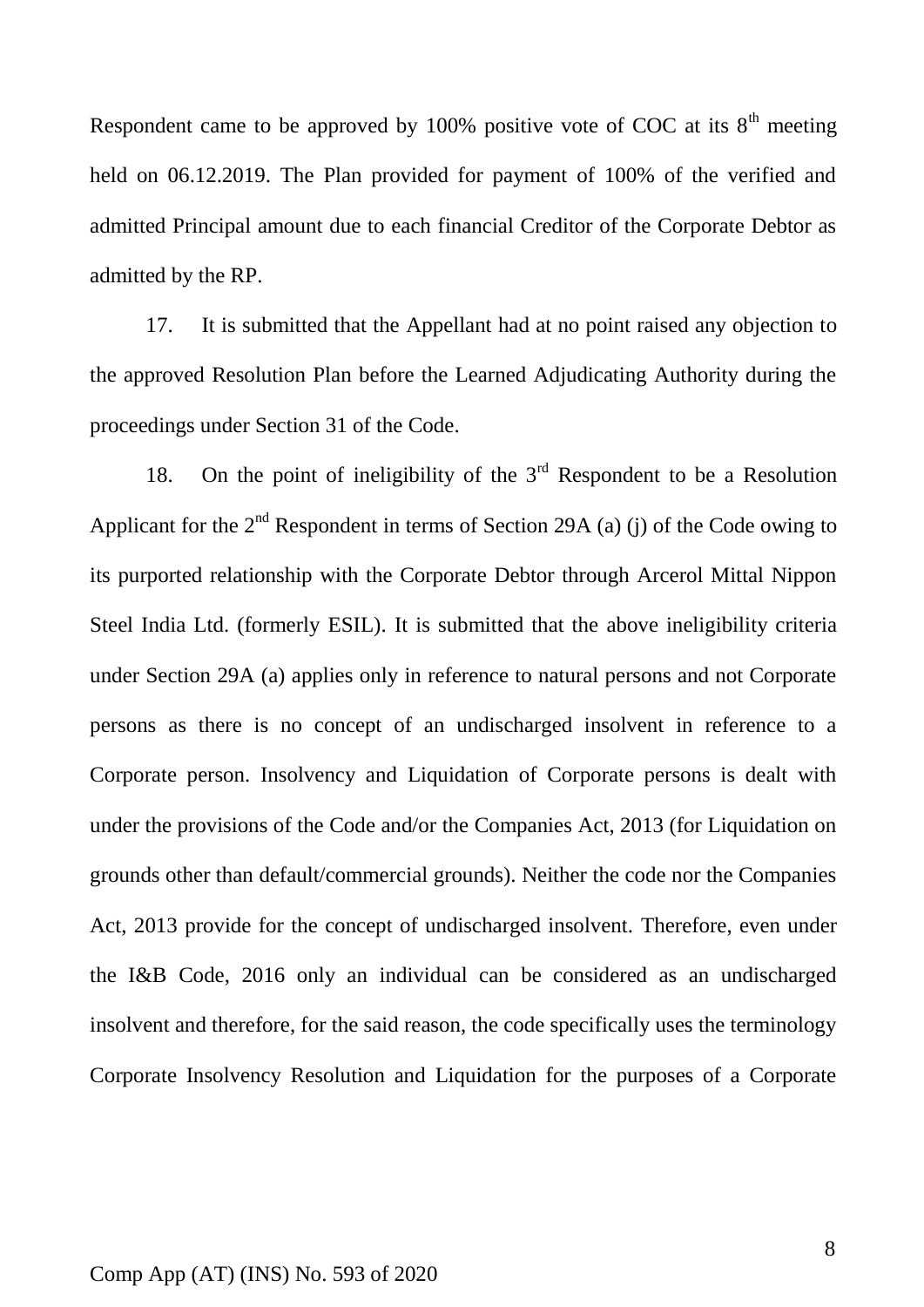Respondent came to be approved by 100% positive vote of COC at its 8th meeting held on 06.12.2019. The Plan provided for payment of 100% of the verified and admitted Principal amount due to each financial Creditor of the Corporate Debtor as admitted by the RP.

17. It is submitted that the Appellant had at no point raised any objection to the approved Resolution Plan before the Learned Adjudicating Authority during the proceedings under Section 31 of the Code.

18. On the point of ineligibility of the 3rd Respondent to be a Resolution Applicant for the 2nd Respondent in terms of Section 29A (a) (j) of the Code owing to its purported relationship with the Corporate Debtor through Arcerol Mittal Nippon Steel India Ltd. (formerly ESIL). It is submitted that the above ineligibility criteria under Section 29A (a) applies only in reference to natural persons and not Corporate persons as there is no concept of an undischarged insolvent in reference to a Corporate person. Insolvency and Liquidation of Corporate persons is dealt with under the provisions of the Code and/or the Companies Act, 2013 (for Liquidation on grounds other than default/commercial grounds). Neither the code nor the Companies Act, 2013 provide for the concept of undischarged insolvent. Therefore, even under the I&B Code, 2016 only an individual can be considered as an undischarged insolvent and therefore, for the said reason, the code specifically uses the terminology Corporate Insolvency Resolution and Liquidation for the purposes of a Corporate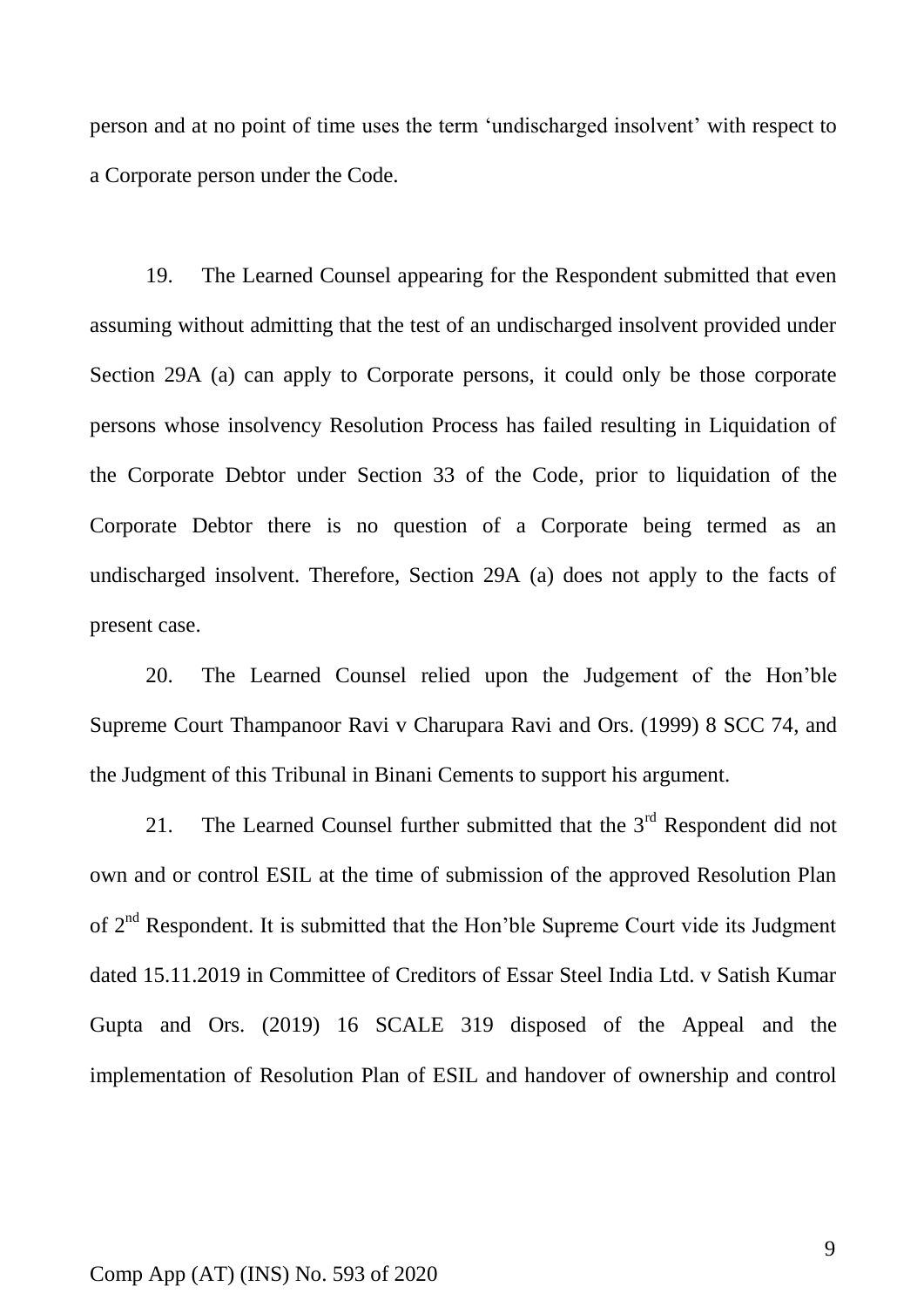person and at no point of time uses the term 'undischarged insolvent' with respect to a Corporate person under the Code.

19. The Learned Counsel appearing for the Respondent submitted that even assuming without admitting that the test of an undischarged insolvent provided under Section 29A (a) can apply to Corporate persons, it could only be those corporate persons whose insolvency Resolution Process has failed resulting in Liquidation of the Corporate Debtor under Section 33 of the Code, prior to liquidation of the Corporate Debtor there is no question of a Corporate being termed as an undischarged insolvent. Therefore, Section 29A (a) does not apply to the facts of present case.

20. The Learned Counsel relied upon the Judgement of the Hon'ble Supreme Court Thampanoor Ravi v Charupara Ravi and Ors. (1999) 8 SCC 74, and the Judgment of this Tribunal in Binani Cements to support his argument.

21. The Learned Counsel further submitted that the 3rd Respondent did not own and or control ESIL at the time of submission of the approved Resolution Plan of 2nd Respondent. It is submitted that the Hon'ble Supreme Court vide its Judgment dated 15.11.2019 in Committee of Creditors of Essar Steel India Ltd. v Satish Kumar Gupta and Ors. (2019) 16 SCALE 319 disposed of the Appeal and the implementation of Resolution Plan of ESIL and handover of ownership and control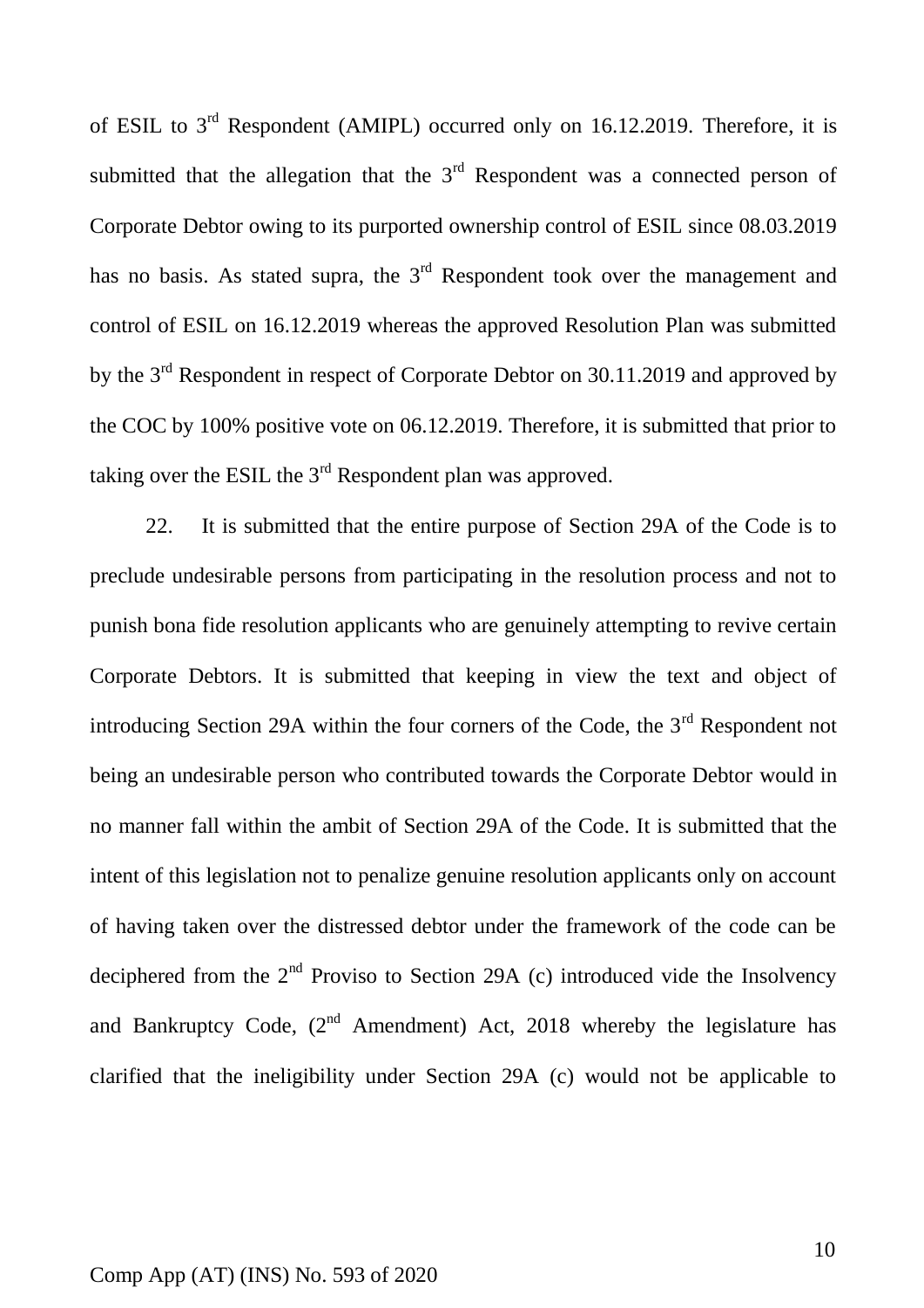of ESIL to 3rd Respondent (AMIPL) occurred only on 16.12.2019. Therefore, it is submitted that the allegation that the 3rd Respondent was a connected person of Corporate Debtor owing to its purported ownership control of ESIL since 08.03.2019 has no basis. As stated supra, the 3rd Respondent took over the management and control of ESIL on 16.12.2019 whereas the approved Resolution Plan was submitted by the 3rd Respondent in respect of Corporate Debtor on 30.11.2019 and approved by the COC by 100% positive vote on 06.12.2019. Therefore, it is submitted that prior to taking over the ESIL the 3rd Respondent plan was approved.

22. It is submitted that the entire purpose of Section 29A of the Code is to preclude undesirable persons from participating in the resolution process and not to punish bona fide resolution applicants who are genuinely attempting to revive certain Corporate Debtors. It is submitted that keeping in view the text and object of introducing Section 29A within the four corners of the Code, the 3rd Respondent not being an undesirable person who contributed towards the Corporate Debtor would in no manner fall within the ambit of Section 29A of the Code. It is submitted that the intent of this legislation not to penalize genuine resolution applicants only on account of having taken over the distressed debtor under the framework of the code can be deciphered from the 2nd Proviso to Section 29A (c) introduced vide the Insolvency and Bankruptcy Code, (2nd Amendment) Act, 2018 whereby the legislature has clarified that the ineligibility under Section 29A (c) would not be applicable to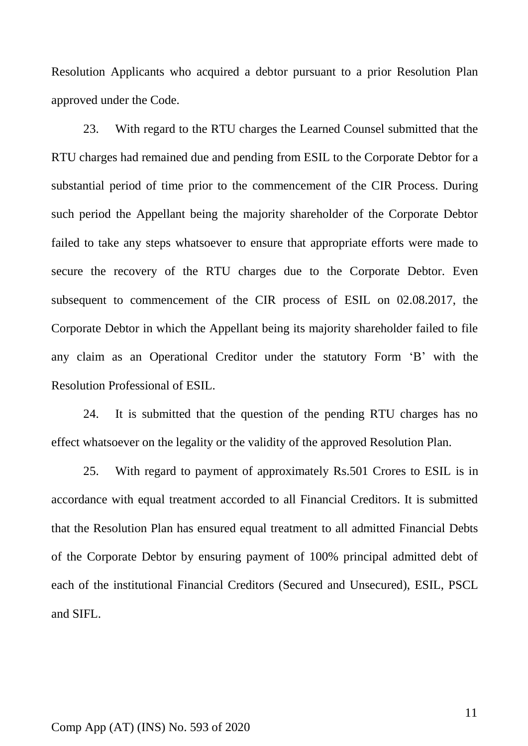Resolution Applicants who acquired a debtor pursuant to a prior Resolution Plan approved under the Code.

23. With regard to the RTU charges the Learned Counsel submitted that the RTU charges had remained due and pending from ESIL to the Corporate Debtor for a substantial period of time prior to the commencement of the CIR Process. During such period the Appellant being the majority shareholder of the Corporate Debtor failed to take any steps whatsoever to ensure that appropriate efforts were made to secure the recovery of the RTU charges due to the Corporate Debtor. Even subsequent to commencement of the CIR process of ESIL on 02.08.2017, the Corporate Debtor in which the Appellant being its majority shareholder failed to file any claim as an Operational Creditor under the statutory Form 'B' with the Resolution Professional of ESIL.

24. It is submitted that the question of the pending RTU charges has no effect whatsoever on the legality or the validity of the approved Resolution Plan.

25. With regard to payment of approximately Rs.501 Crores to ESIL is in accordance with equal treatment accorded to all Financial Creditors. It is submitted that the Resolution Plan has ensured equal treatment to all admitted Financial Debts of the Corporate Debtor by ensuring payment of 100% principal admitted debt of each of the institutional Financial Creditors (Secured and Unsecured), ESIL, PSCL and SIFL.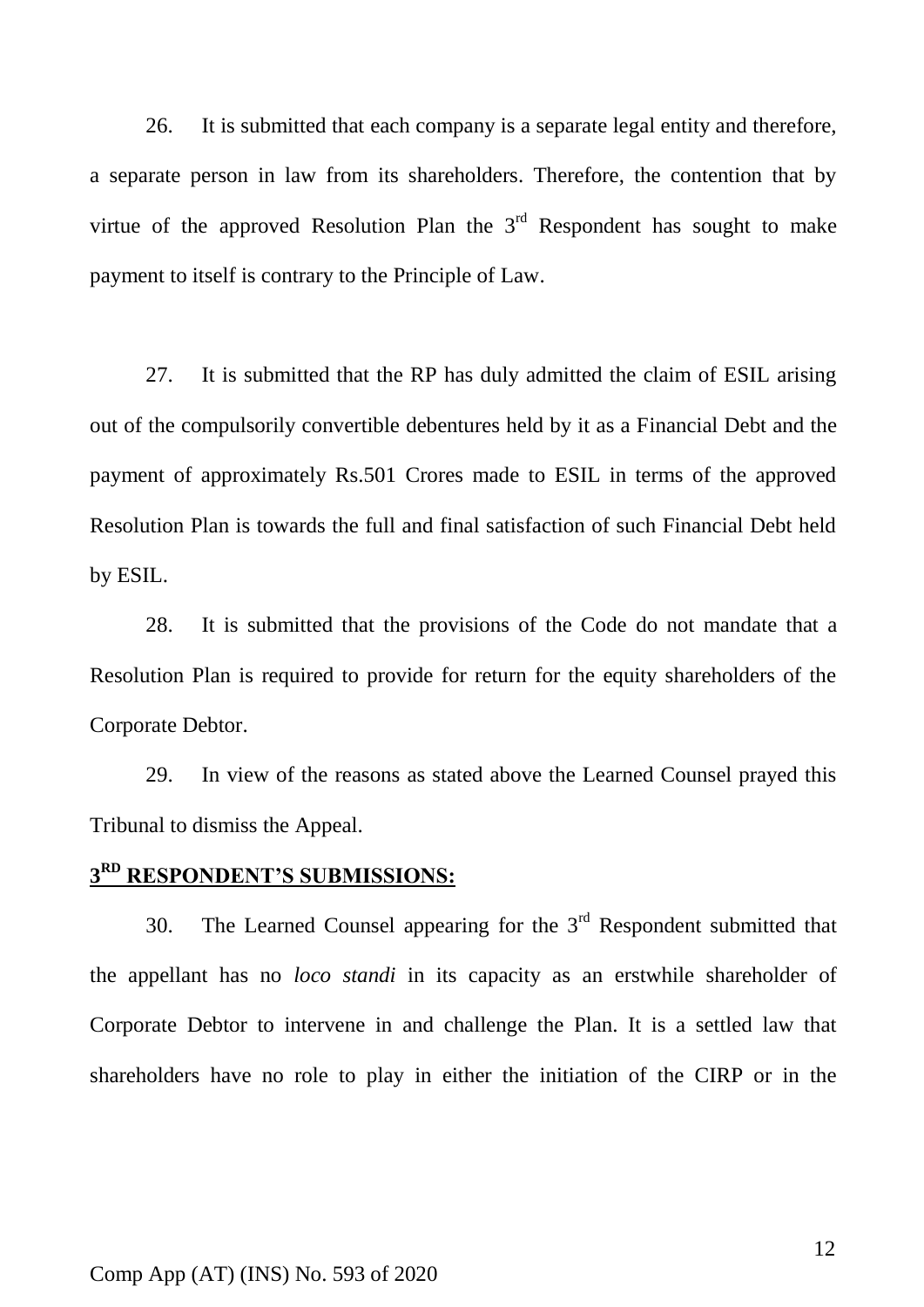26. It is submitted that each company is a separate legal entity and therefore, a separate person in law from its shareholders. Therefore, the contention that by virtue of the approved Resolution Plan the 3rd Respondent has sought to make payment to itself is contrary to the Principle of Law.

27. It is submitted that the RP has duly admitted the claim of ESIL arising out of the compulsorily convertible debentures held by it as a Financial Debt and the payment of approximately Rs.501 Crores made to ESIL in terms of the approved Resolution Plan is towards the full and final satisfaction of such Financial Debt held by ESIL.

28. It is submitted that the provisions of the Code do not mandate that a Resolution Plan is required to provide for return for the equity shareholders of the Corporate Debtor.

29. In view of the reasons as stated above the Learned Counsel prayed this Tribunal to dismiss the Appeal.

**3RD RESPONDENT'S SUBMISSIONS:**

30. The Learned Counsel appearing for the 3rd Respondent submitted that the appellant has no *loco standi* in its capacity as an erstwhile shareholder of Corporate Debtor to intervene in and challenge the Plan. It is a settled law that shareholders have no role to play in either the initiation of the CIRP or in the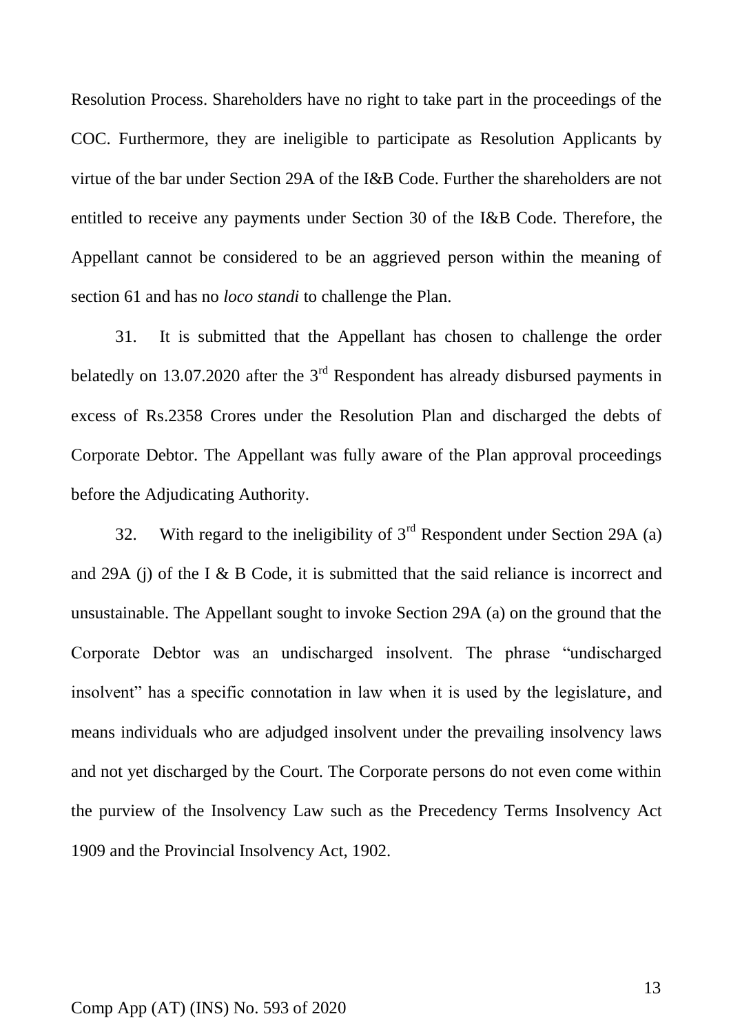Resolution Process. Shareholders have no right to take part in the proceedings of the COC. Furthermore, they are ineligible to participate as Resolution Applicants by virtue of the bar under Section 29A of the I&B Code. Further the shareholders are not entitled to receive any payments under Section 30 of the I&B Code. Therefore, the Appellant cannot be considered to be an aggrieved person within the meaning of section 61 and has no *loco standi* to challenge the Plan.

31. It is submitted that the Appellant has chosen to challenge the order belatedly on 13.07.2020 after the 3rd Respondent has already disbursed payments in excess of Rs.2358 Crores under the Resolution Plan and discharged the debts of Corporate Debtor. The Appellant was fully aware of the Plan approval proceedings before the Adjudicating Authority.

32. With regard to the ineligibility of 3rd Respondent under Section 29A (a) and 29A (j) of the I & B Code, it is submitted that the said reliance is incorrect and unsustainable. The Appellant sought to invoke Section 29A (a) on the ground that the Corporate Debtor was an undischarged insolvent. The phrase "undischarged insolvent" has a specific connotation in law when it is used by the legislature, and means individuals who are adjudged insolvent under the prevailing insolvency laws and not yet discharged by the Court. The Corporate persons do not even come within the purview of the Insolvency Law such as the Precedency Terms Insolvency Act 1909 and the Provincial Insolvency Act, 1902.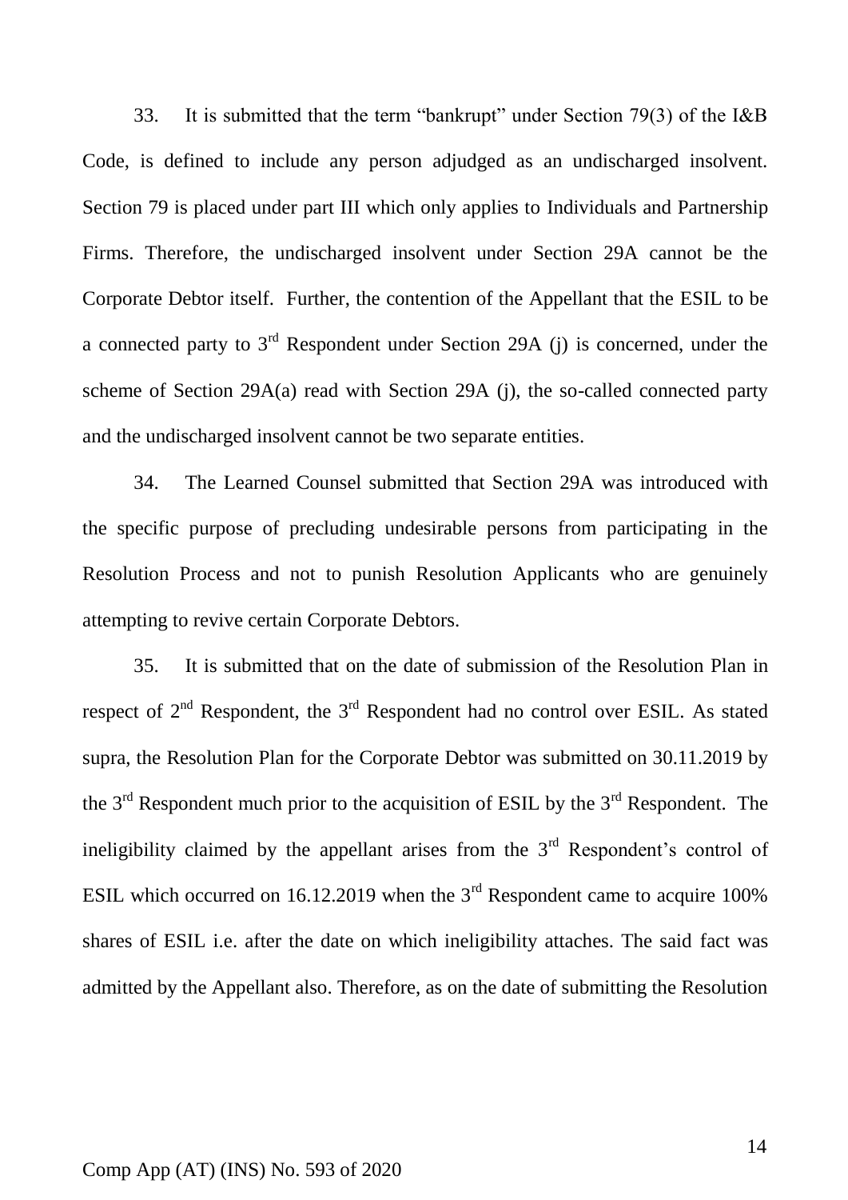33. It is submitted that the term "bankrupt" under Section 79(3) of the I&B Code, is defined to include any person adjudged as an undischarged insolvent. Section 79 is placed under part III which only applies to Individuals and Partnership Firms. Therefore, the undischarged insolvent under Section 29A cannot be the Corporate Debtor itself. Further, the contention of the Appellant that the ESIL to be a connected party to 3rd Respondent under Section 29A (j) is concerned, under the scheme of Section 29A(a) read with Section 29A (j), the so-called connected party and the undischarged insolvent cannot be two separate entities.

34. The Learned Counsel submitted that Section 29A was introduced with the specific purpose of precluding undesirable persons from participating in the Resolution Process and not to punish Resolution Applicants who are genuinely attempting to revive certain Corporate Debtors.

35. It is submitted that on the date of submission of the Resolution Plan in respect of 2nd Respondent, the 3rd Respondent had no control over ESIL. As stated supra, the Resolution Plan for the Corporate Debtor was submitted on 30.11.2019 by the 3rd Respondent much prior to the acquisition of ESIL by the 3rd Respondent. The ineligibility claimed by the appellant arises from the 3rd Respondent's control of ESIL which occurred on 16.12.2019 when the 3rd Respondent came to acquire 100% shares of ESIL i.e. after the date on which ineligibility attaches. The said fact was admitted by the Appellant also. Therefore, as on the date of submitting the Resolution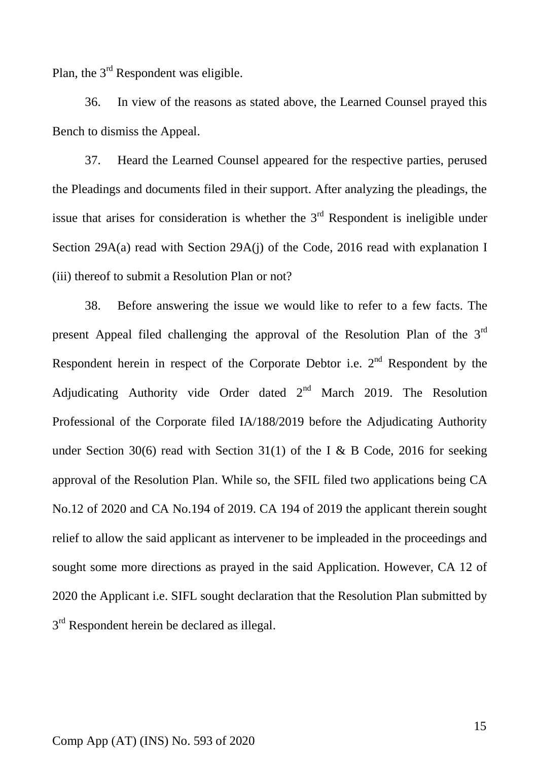Plan, the 3rd Respondent was eligible.

36. In view of the reasons as stated above, the Learned Counsel prayed this Bench to dismiss the Appeal.

37. Heard the Learned Counsel appeared for the respective parties, perused the Pleadings and documents filed in their support. After analyzing the pleadings, the issue that arises for consideration is whether the 3rd Respondent is ineligible under Section 29A(a) read with Section 29A(j) of the Code, 2016 read with explanation I (iii) thereof to submit a Resolution Plan or not?

38. Before answering the issue we would like to refer to a few facts. The present Appeal filed challenging the approval of the Resolution Plan of the 3rd Respondent herein in respect of the Corporate Debtor i.e. 2nd Respondent by the Adjudicating Authority vide Order dated 2nd March 2019. The Resolution Professional of the Corporate filed IA/188/2019 before the Adjudicating Authority under Section 30(6) read with Section 31(1) of the I & B Code, 2016 for seeking approval of the Resolution Plan. While so, the SFIL filed two applications being CA No.12 of 2020 and CA No.194 of 2019. CA 194 of 2019 the applicant therein sought relief to allow the said applicant as intervener to be impleaded in the proceedings and sought some more directions as prayed in the said Application. However, CA 12 of 2020 the Applicant i.e. SIFL sought declaration that the Resolution Plan submitted by 3rd Respondent herein be declared as illegal.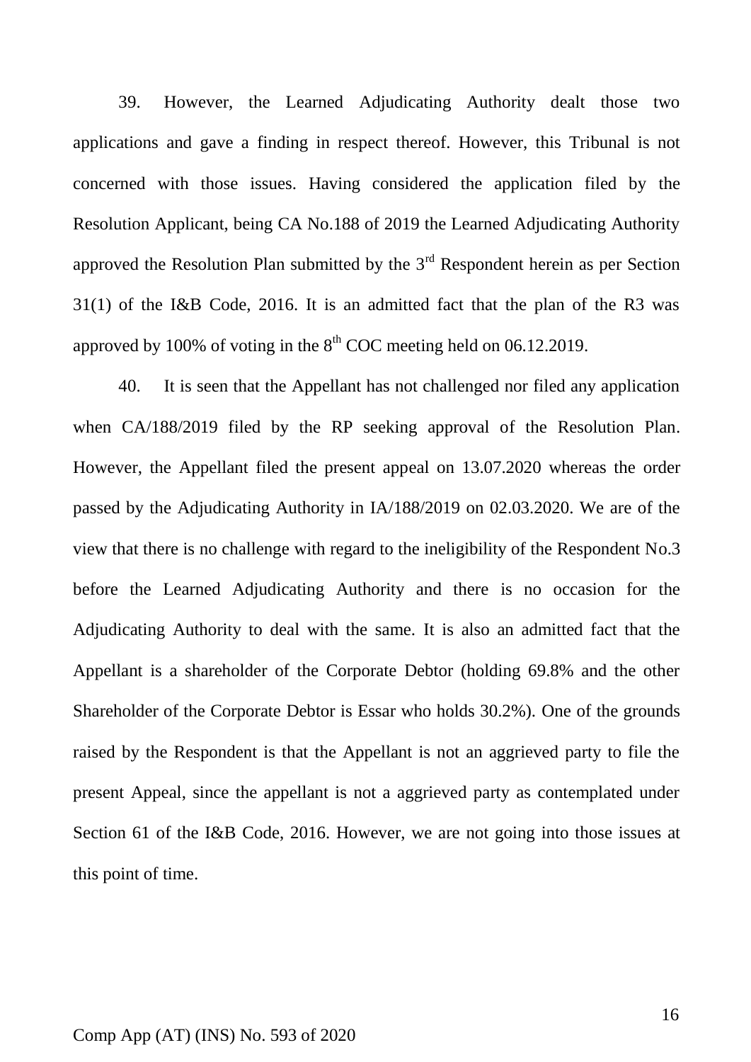39. However, the Learned Adjudicating Authority dealt those two applications and gave a finding in respect thereof. However, this Tribunal is not concerned with those issues. Having considered the application filed by the Resolution Applicant, being CA No.188 of 2019 the Learned Adjudicating Authority approved the Resolution Plan submitted by the 3rd Respondent herein as per Section 31(1) of the I&B Code, 2016. It is an admitted fact that the plan of the R3 was approved by 100% of voting in the 8th COC meeting held on 06.12.2019.

40. It is seen that the Appellant has not challenged nor filed any application when CA/188/2019 filed by the RP seeking approval of the Resolution Plan. However, the Appellant filed the present appeal on 13.07.2020 whereas the order passed by the Adjudicating Authority in IA/188/2019 on 02.03.2020. We are of the view that there is no challenge with regard to the ineligibility of the Respondent No.3 before the Learned Adjudicating Authority and there is no occasion for the Adjudicating Authority to deal with the same. It is also an admitted fact that the Appellant is a shareholder of the Corporate Debtor (holding 69.8% and the other Shareholder of the Corporate Debtor is Essar who holds 30.2%). One of the grounds raised by the Respondent is that the Appellant is not an aggrieved party to file the present Appeal, since the appellant is not a aggrieved party as contemplated under Section 61 of the I&B Code, 2016. However, we are not going into those issues at this point of time.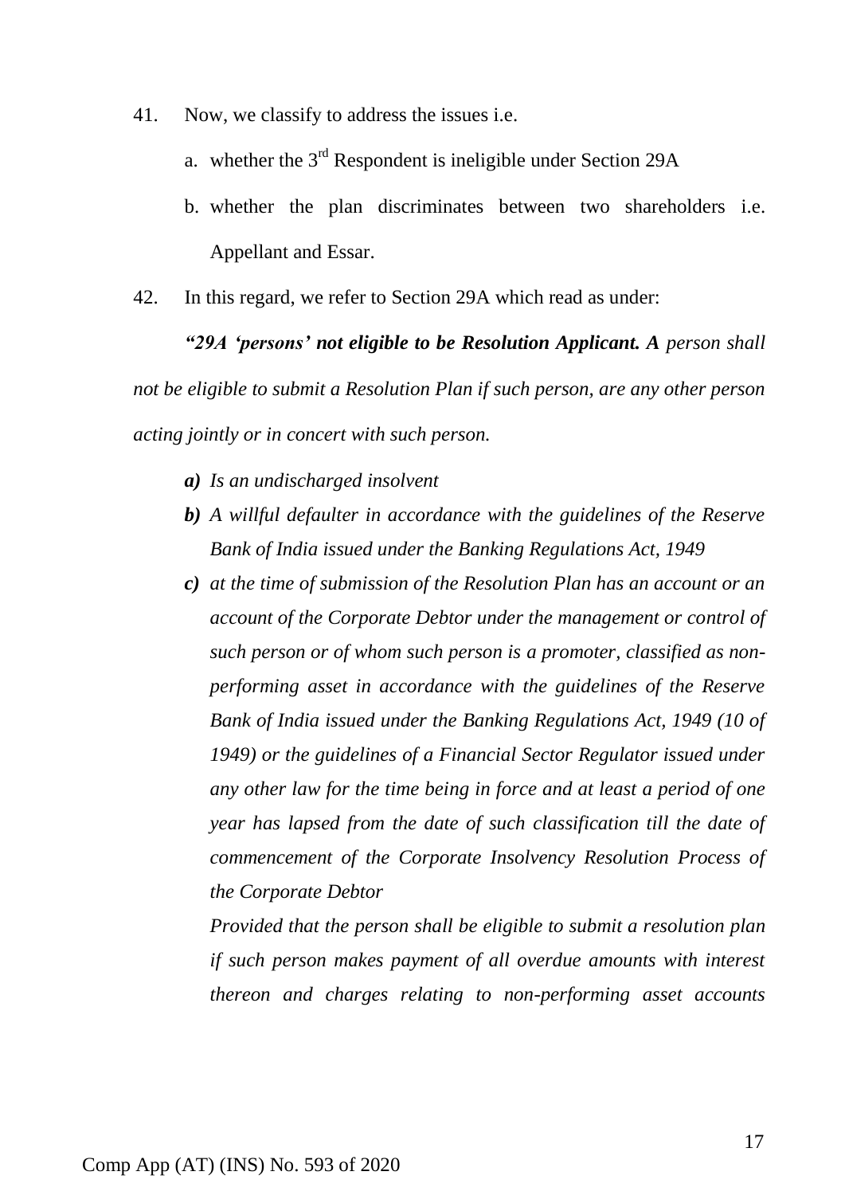41. Now, we classify to address the issues i.e.

    a. whether the 3rd Respondent is ineligible under Section 29A

    b. whether the plan discriminates between two shareholders i.e. Appellant and Essar.

42. In this regard, we refer to Section 29A which read as under:

***"29A 'persons' not eligible to be Resolution Applicant. A*** *person shall not be eligible to submit a Resolution Plan if such person, are any other person acting jointly or in concert with such person.*

> ***a)*** *Is an undischarged insolvent*
>
> ***b)*** *A willful defaulter in accordance with the guidelines of the Reserve Bank of India issued under the Banking Regulations Act, 1949*
>
> ***c)*** *at the time of submission of the Resolution Plan has an account or an account of the Corporate Debtor under the management or control of such person or of whom such person is a promoter, classified as non-performing asset in accordance with the guidelines of the Reserve Bank of India issued under the Banking Regulations Act, 1949 (10 of 1949) or the guidelines of a Financial Sector Regulator issued under any other law for the time being in force and at least a period of one year has lapsed from the date of such classification till the date of commencement of the Corporate Insolvency Resolution Process of the Corporate Debtor*
>
> *Provided that the person shall be eligible to submit a resolution plan if such person makes payment of all overdue amounts with interest thereon and charges relating to non-performing asset accounts*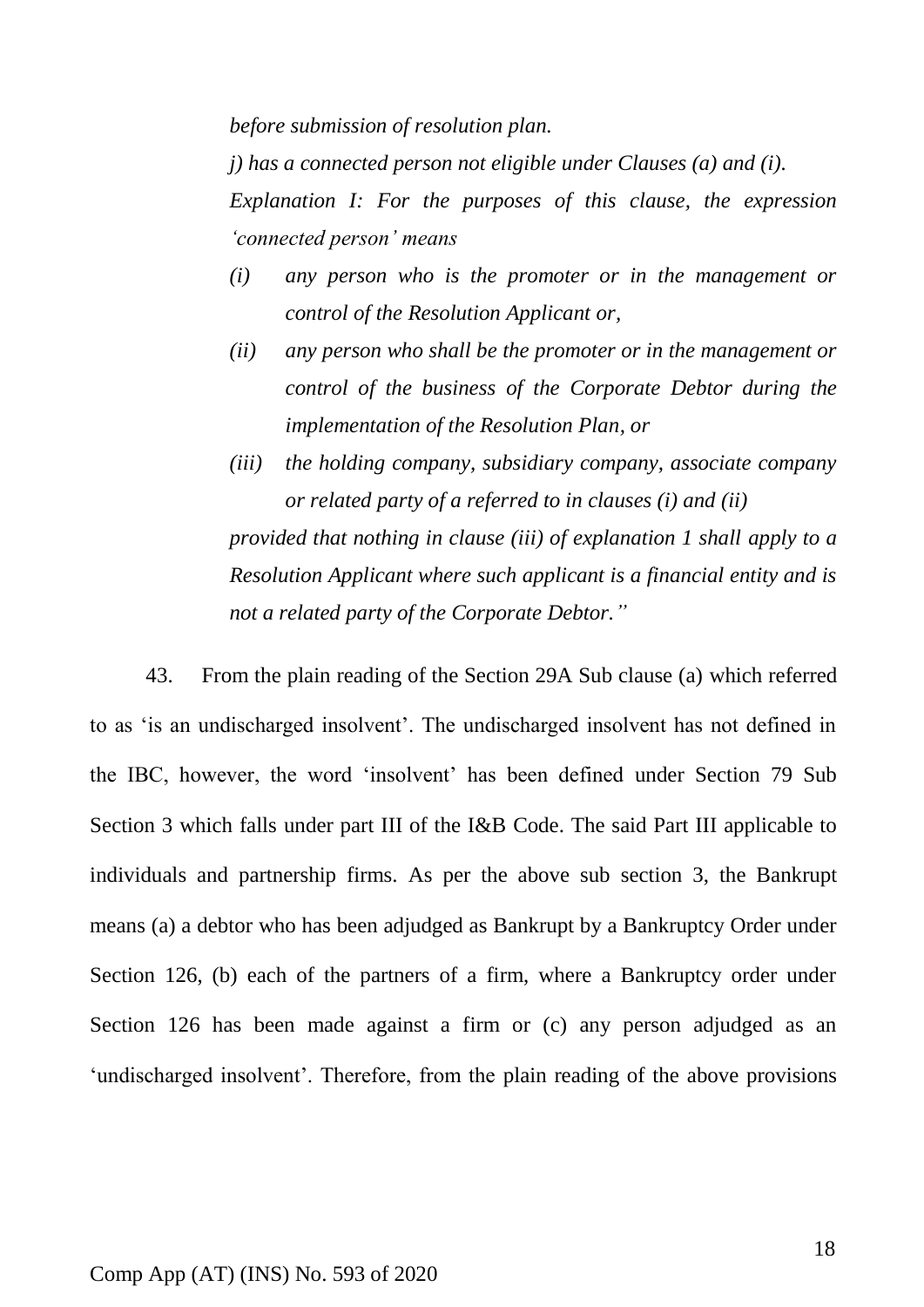*before submission of resolution plan.*

*j) has a connected person not eligible under Clauses (a) and (i).*

*Explanation I: For the purposes of this clause, the expression 'connected person' means*

*(i) any person who is the promoter or in the management or control of the Resolution Applicant or,*

*(ii) any person who shall be the promoter or in the management or control of the business of the Corporate Debtor during the implementation of the Resolution Plan, or*

*(iii) the holding company, subsidiary company, associate company or related party of a referred to in clauses (i) and (ii)*

*provided that nothing in clause (iii) of explanation 1 shall apply to a Resolution Applicant where such applicant is a financial entity and is not a related party of the Corporate Debtor."*

43. From the plain reading of the Section 29A Sub clause (a) which referred to as 'is an undischarged insolvent'. The undischarged insolvent has not defined in the IBC, however, the word 'insolvent' has been defined under Section 79 Sub Section 3 which falls under part III of the I&B Code. The said Part III applicable to individuals and partnership firms. As per the above sub section 3, the Bankrupt means (a) a debtor who has been adjudged as Bankrupt by a Bankruptcy Order under Section 126, (b) each of the partners of a firm, where a Bankruptcy order under Section 126 has been made against a firm or (c) any person adjudged as an 'undischarged insolvent'. Therefore, from the plain reading of the above provisions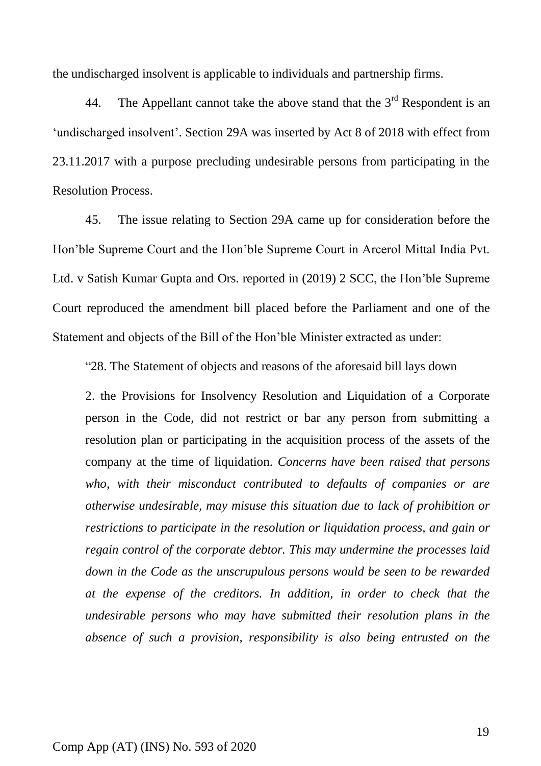the undischarged insolvent is applicable to individuals and partnership firms.

44. The Appellant cannot take the above stand that the 3rd Respondent is an 'undischarged insolvent'. Section 29A was inserted by Act 8 of 2018 with effect from 23.11.2017 with a purpose precluding undesirable persons from participating in the Resolution Process.

45. The issue relating to Section 29A came up for consideration before the Hon'ble Supreme Court and the Hon'ble Supreme Court in Arcerol Mittal India Pvt. Ltd. v Satish Kumar Gupta and Ors. reported in (2019) 2 SCC, the Hon'ble Supreme Court reproduced the amendment bill placed before the Parliament and one of the Statement and objects of the Bill of the Hon'ble Minister extracted as under:

> "28. The Statement of objects and reasons of the aforesaid bill lays down
>
> 2. the Provisions for Insolvency Resolution and Liquidation of a Corporate person in the Code, did not restrict or bar any person from submitting a resolution plan or participating in the acquisition process of the assets of the company at the time of liquidation. *Concerns have been raised that persons who, with their misconduct contributed to defaults of companies or are otherwise undesirable, may misuse this situation due to lack of prohibition or restrictions to participate in the resolution or liquidation process, and gain or regain control of the corporate debtor. This may undermine the processes laid down in the Code as the unscrupulous persons would be seen to be rewarded at the expense of the creditors. In addition, in order to check that the undesirable persons who may have submitted their resolution plans in the absence of such a provision, responsibility is also being entrusted on the*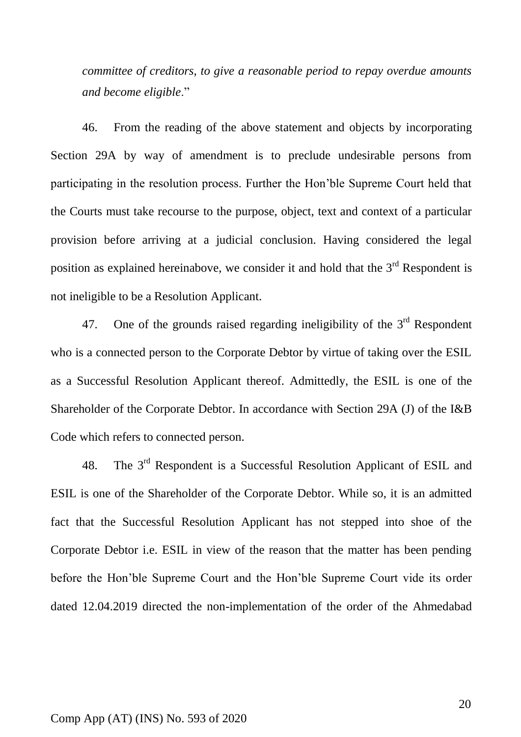*committee of creditors, to give a reasonable period to repay overdue amounts and become eligible*."

46. From the reading of the above statement and objects by incorporating Section 29A by way of amendment is to preclude undesirable persons from participating in the resolution process. Further the Hon'ble Supreme Court held that the Courts must take recourse to the purpose, object, text and context of a particular provision before arriving at a judicial conclusion. Having considered the legal position as explained hereinabove, we consider it and hold that the 3rd Respondent is not ineligible to be a Resolution Applicant.

47. One of the grounds raised regarding ineligibility of the 3rd Respondent who is a connected person to the Corporate Debtor by virtue of taking over the ESIL as a Successful Resolution Applicant thereof. Admittedly, the ESIL is one of the Shareholder of the Corporate Debtor. In accordance with Section 29A (J) of the I&B Code which refers to connected person.

48. The 3rd Respondent is a Successful Resolution Applicant of ESIL and ESIL is one of the Shareholder of the Corporate Debtor. While so, it is an admitted fact that the Successful Resolution Applicant has not stepped into shoe of the Corporate Debtor i.e. ESIL in view of the reason that the matter has been pending before the Hon'ble Supreme Court and the Hon'ble Supreme Court vide its order dated 12.04.2019 directed the non-implementation of the order of the Ahmedabad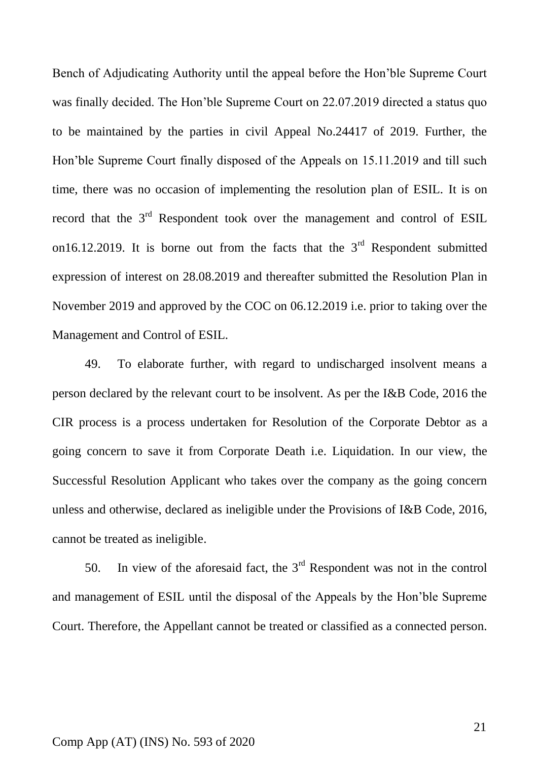Bench of Adjudicating Authority until the appeal before the Hon'ble Supreme Court was finally decided. The Hon'ble Supreme Court on 22.07.2019 directed a status quo to be maintained by the parties in civil Appeal No.24417 of 2019. Further, the Hon'ble Supreme Court finally disposed of the Appeals on 15.11.2019 and till such time, there was no occasion of implementing the resolution plan of ESIL. It is on record that the 3rd Respondent took over the management and control of ESIL on16.12.2019. It is borne out from the facts that the 3rd Respondent submitted expression of interest on 28.08.2019 and thereafter submitted the Resolution Plan in November 2019 and approved by the COC on 06.12.2019 i.e. prior to taking over the Management and Control of ESIL.

49. To elaborate further, with regard to undischarged insolvent means a person declared by the relevant court to be insolvent. As per the I&B Code, 2016 the CIR process is a process undertaken for Resolution of the Corporate Debtor as a going concern to save it from Corporate Death i.e. Liquidation. In our view, the Successful Resolution Applicant who takes over the company as the going concern unless and otherwise, declared as ineligible under the Provisions of I&B Code, 2016, cannot be treated as ineligible.

50. In view of the aforesaid fact, the 3rd Respondent was not in the control and management of ESIL until the disposal of the Appeals by the Hon'ble Supreme Court. Therefore, the Appellant cannot be treated or classified as a connected person.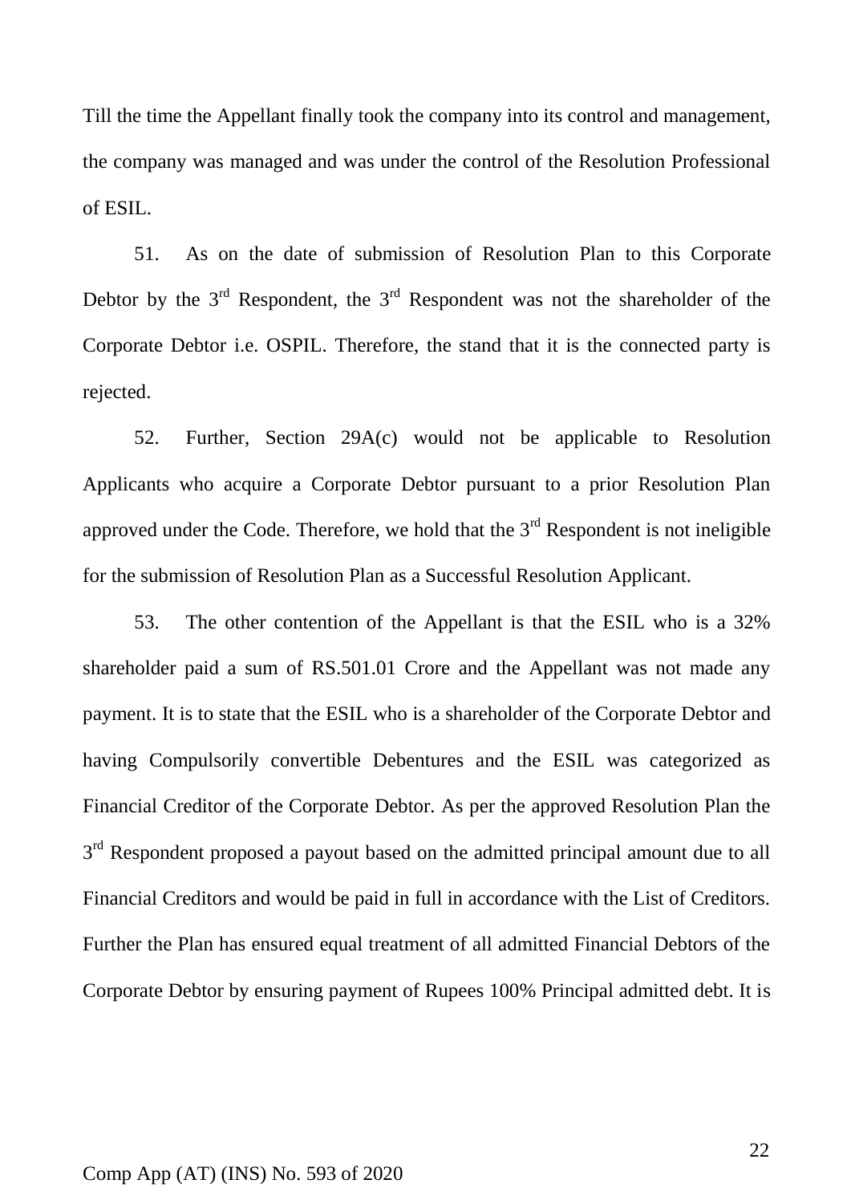Till the time the Appellant finally took the company into its control and management, the company was managed and was under the control of the Resolution Professional of ESIL.

51. As on the date of submission of Resolution Plan to this Corporate Debtor by the 3rd Respondent, the 3rd Respondent was not the shareholder of the Corporate Debtor i.e. OSPIL. Therefore, the stand that it is the connected party is rejected.

52. Further, Section 29A(c) would not be applicable to Resolution Applicants who acquire a Corporate Debtor pursuant to a prior Resolution Plan approved under the Code. Therefore, we hold that the 3rd Respondent is not ineligible for the submission of Resolution Plan as a Successful Resolution Applicant.

53. The other contention of the Appellant is that the ESIL who is a 32% shareholder paid a sum of RS.501.01 Crore and the Appellant was not made any payment. It is to state that the ESIL who is a shareholder of the Corporate Debtor and having Compulsorily convertible Debentures and the ESIL was categorized as Financial Creditor of the Corporate Debtor. As per the approved Resolution Plan the 3rd Respondent proposed a payout based on the admitted principal amount due to all Financial Creditors and would be paid in full in accordance with the List of Creditors. Further the Plan has ensured equal treatment of all admitted Financial Debtors of the Corporate Debtor by ensuring payment of Rupees 100% Principal admitted debt. It is

Comp App (AT) (INS) No. 593 of 2020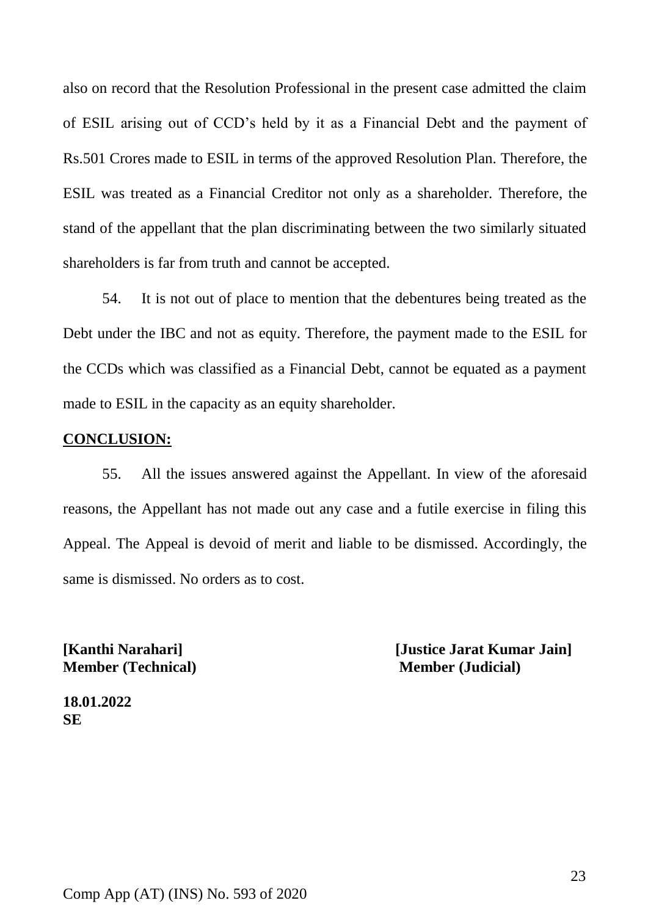also on record that the Resolution Professional in the present case admitted the claim of ESIL arising out of CCD's held by it as a Financial Debt and the payment of Rs.501 Crores made to ESIL in terms of the approved Resolution Plan. Therefore, the ESIL was treated as a Financial Creditor not only as a shareholder. Therefore, the stand of the appellant that the plan discriminating between the two similarly situated shareholders is far from truth and cannot be accepted.

54. It is not out of place to mention that the debentures being treated as the Debt under the IBC and not as equity. Therefore, the payment made to the ESIL for the CCDs which was classified as a Financial Debt, cannot be equated as a payment made to ESIL in the capacity as an equity shareholder.

**CONCLUSION:**

55. All the issues answered against the Appellant. In view of the aforesaid reasons, the Appellant has not made out any case and a futile exercise in filing this Appeal. The Appeal is devoid of merit and liable to be dismissed. Accordingly, the same is dismissed. No orders as to cost.

**[Kanthi Narahari]**
**Member (Technical)**

**[Justice Jarat Kumar Jain]**
**Member (Judicial)**

**18.01.2022**
**SE**

Comp App (AT) (INS) No. 593 of 2020